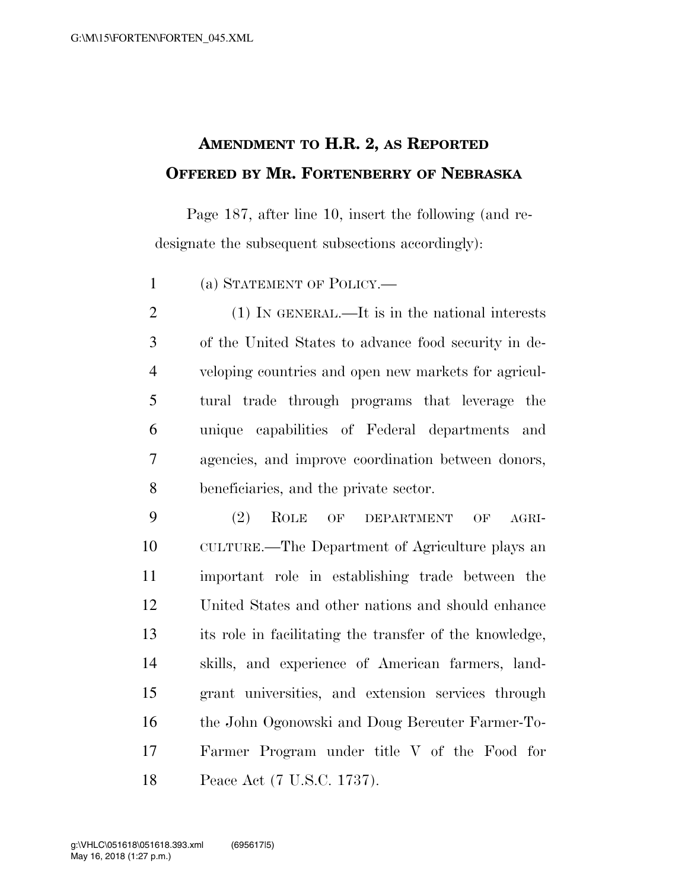## Amendment to H.R. 2, as Reported
## Offered by Mr. Fortenberry of Nebraska

Page 187, after line 10, insert the following (and redesignate the subsequent subsections accordingly):

(a) Statement of Policy.—

(1) In general.—It is in the national interests of the United States to advance food security in developing countries and open new markets for agricultural trade through programs that leverage the unique capabilities of Federal departments and agencies, and improve coordination between donors, beneficiaries, and the private sector.

(2) Role of department of agriculture.—The Department of Agriculture plays an important role in establishing trade between the United States and other nations and should enhance its role in facilitating the transfer of the knowledge, skills, and experience of American farmers, land-grant universities, and extension services through the John Ogonowski and Doug Bereuter Farmer-To-Farmer Program under title V of the Food for Peace Act (7 U.S.C. 1737).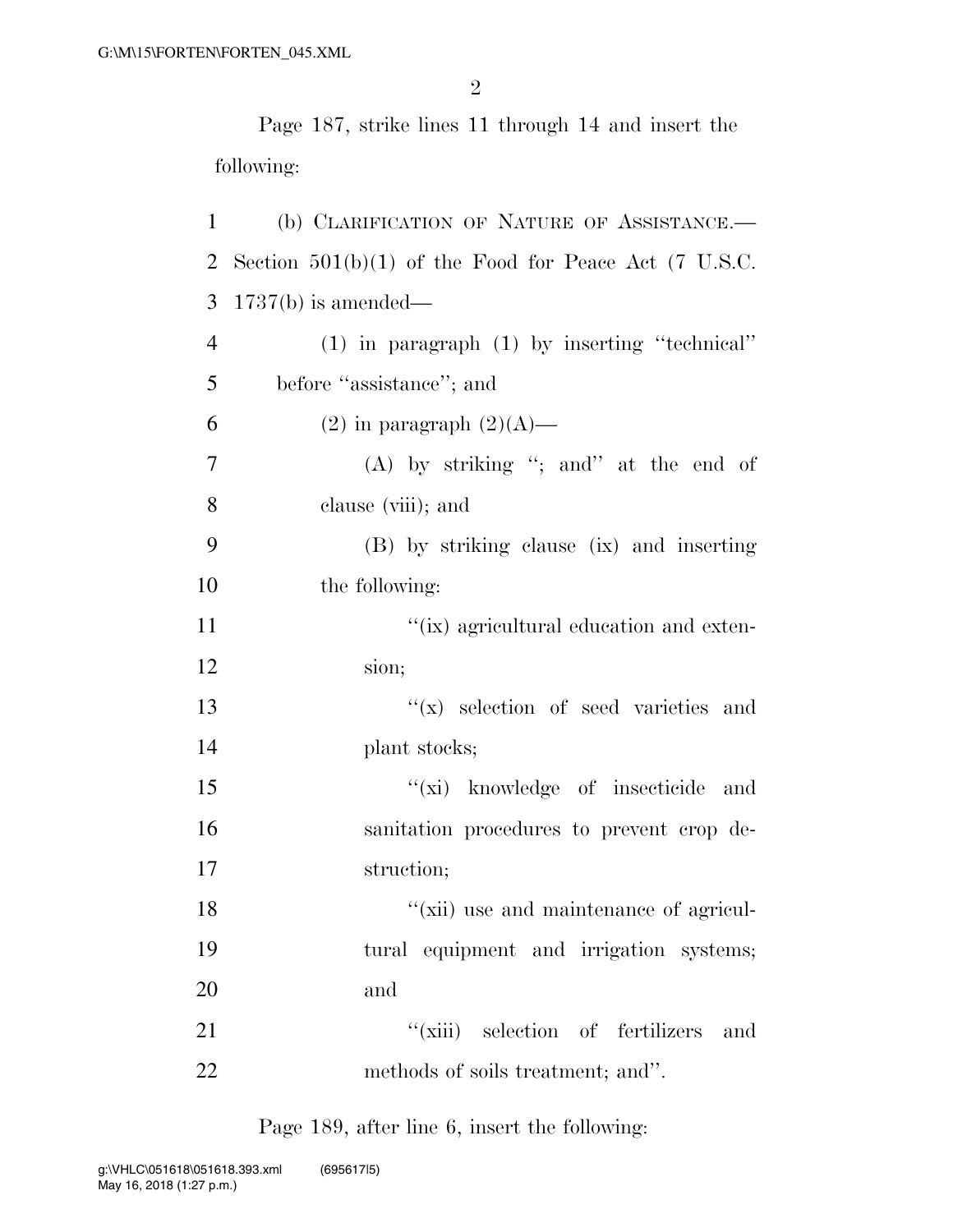Page 187, strike lines 11 through 14 and insert the following:

(b) CLARIFICATION OF NATURE OF ASSISTANCE.—Section 501(b)(1) of the Food for Peace Act (7 U.S.C. 1737(b) is amended—

(1) in paragraph (1) by inserting ''technical'' before ''assistance''; and

(2) in paragraph (2)(A)—

(A) by striking ''; and'' at the end of clause (viii); and

(B) by striking clause (ix) and inserting the following:

''(ix) agricultural education and extension;

''(x) selection of seed varieties and plant stocks;

''(xi) knowledge of insecticide and sanitation procedures to prevent crop destruction;

''(xii) use and maintenance of agricultural equipment and irrigation systems; and

''(xiii) selection of fertilizers and methods of soils treatment; and''.

Page 189, after line 6, insert the following: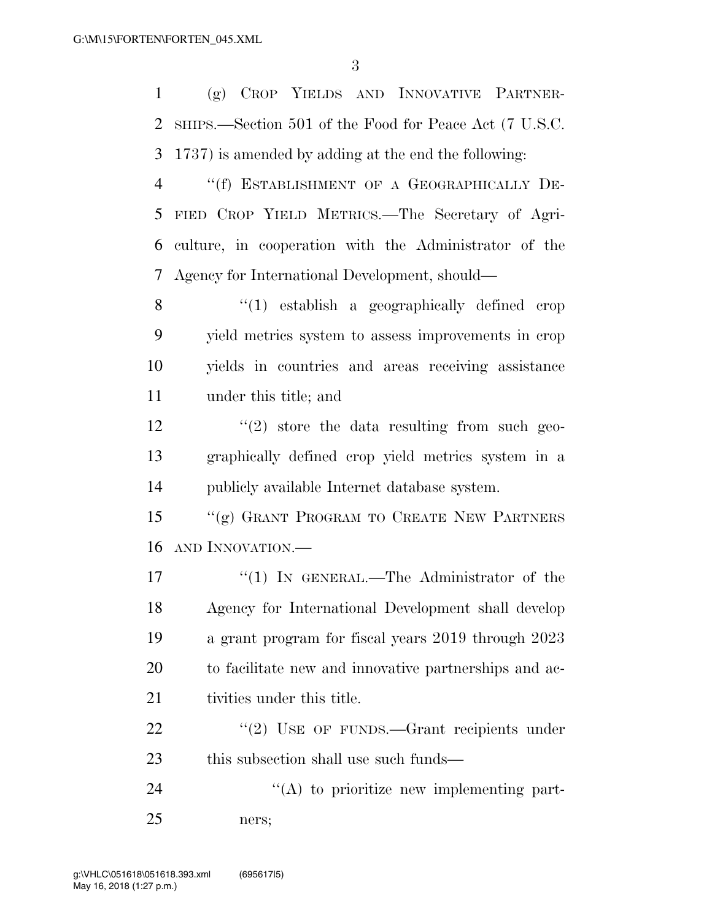(g) CROP YIELDS AND INNOVATIVE PARTNERSHIPS.—Section 501 of the Food for Peace Act (7 U.S.C. 1737) is amended by adding at the end the following:

"(f) ESTABLISHMENT OF A GEOGRAPHICALLY DEFIED CROP YIELD METRICS.—The Secretary of Agriculture, in cooperation with the Administrator of the Agency for International Development, should—

"(1) establish a geographically defined crop yield metrics system to assess improvements in crop yields in countries and areas receiving assistance under this title; and

"(2) store the data resulting from such geographically defined crop yield metrics system in a publicly available Internet database system.

"(g) GRANT PROGRAM TO CREATE NEW PARTNERS AND INNOVATION.—

"(1) IN GENERAL.—The Administrator of the Agency for International Development shall develop a grant program for fiscal years 2019 through 2023 to facilitate new and innovative partnerships and activities under this title.

"(2) USE OF FUNDS.—Grant recipients under this subsection shall use such funds—

"(A) to prioritize new implementing partners;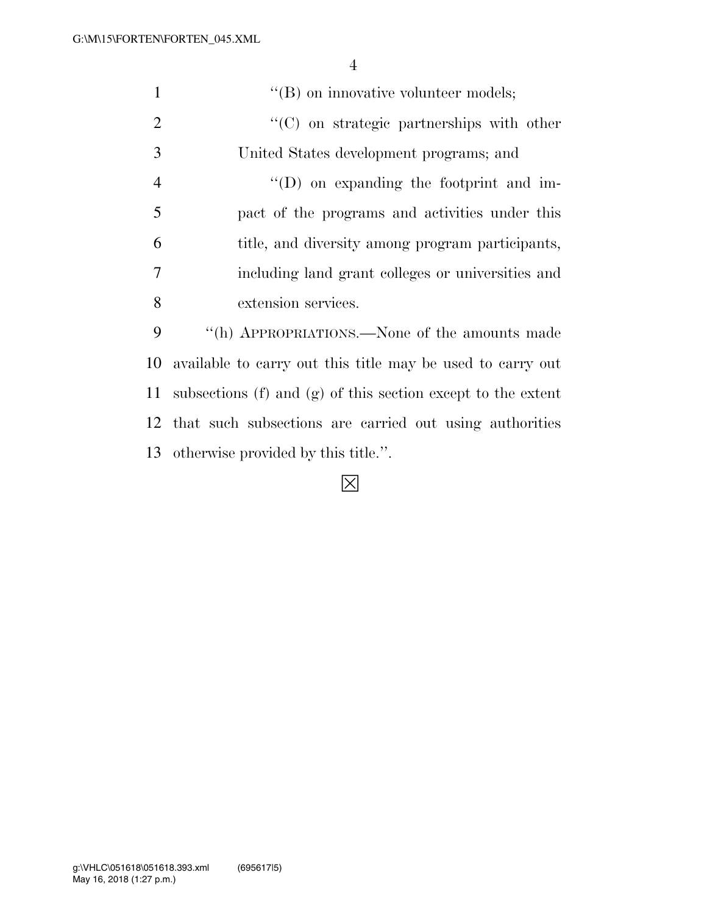''(B) on innovative volunteer models;

''(C) on strategic partnerships with other United States development programs; and

''(D) on expanding the footprint and impact of the programs and activities under this title, and diversity among program participants, including land grant colleges or universities and extension services.

''(h) APPROPRIATIONS.—None of the amounts made available to carry out this title may be used to carry out subsections (f) and (g) of this section except to the extent that such subsections are carried out using authorities otherwise provided by this title.''.